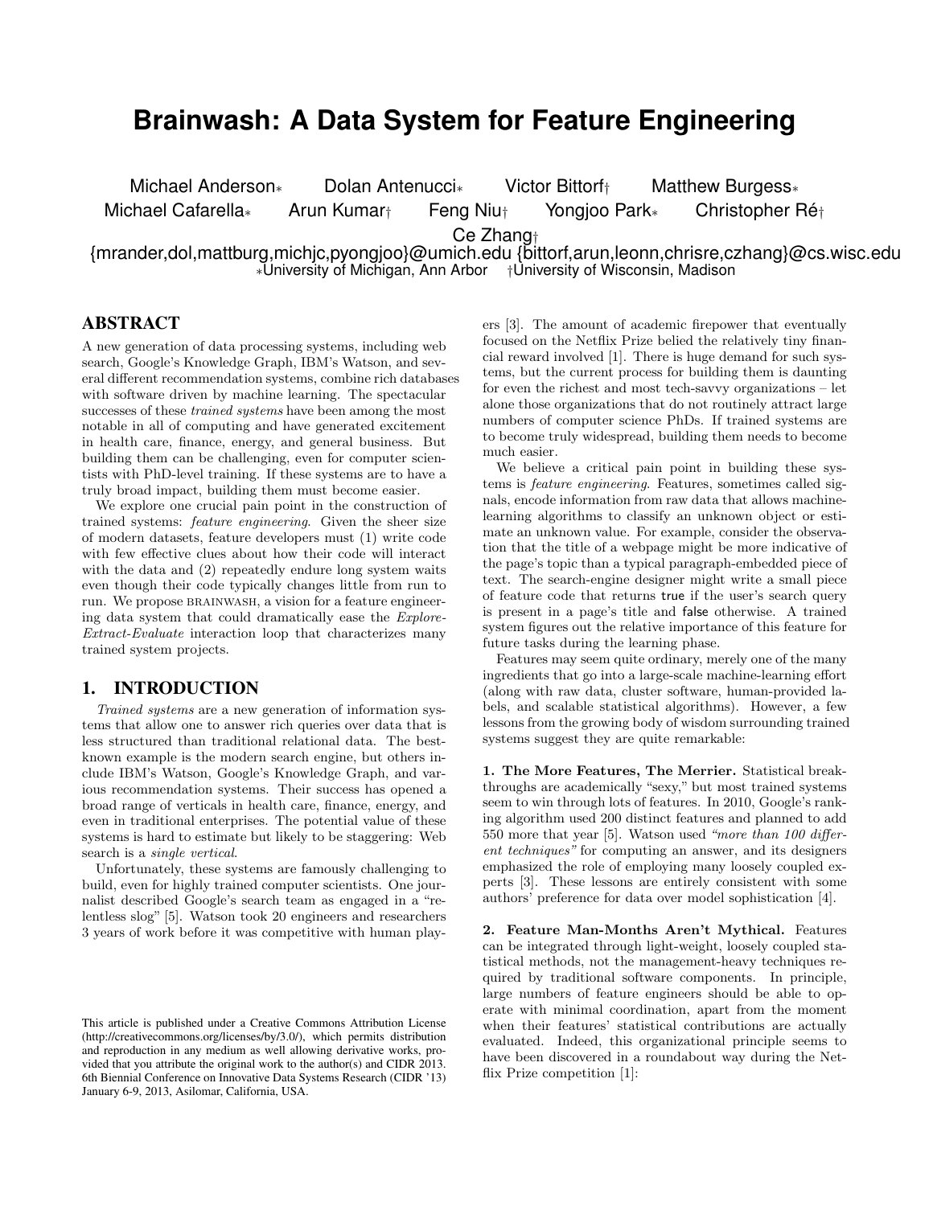# Brainwash: A Data System for Feature Engineering

Michael Anderson* Dolan Antenucci* Victor Bittorf† Matthew Burgess*
Michael Cafarella* Arun Kumar† Feng Niu† Yongjoo Park* Christopher Ré†
Ce Zhang†

{mrander,dol,mattburg,michjc,pyongjoo}@umich.edu {bittorf,arun,leonn,chrisre,czhang}@cs.wisc.edu
*University of Michigan, Ann Arbor †University of Wisconsin, Madison

## ABSTRACT

A new generation of data processing systems, including web search, Google's Knowledge Graph, IBM's Watson, and several different recommendation systems, combine rich databases with software driven by machine learning. The spectacular successes of these *trained systems* have been among the most notable in all of computing and have generated excitement in health care, finance, energy, and general business. But building them can be challenging, even for computer scientists with PhD-level training. If these systems are to have a truly broad impact, building them must become easier.

We explore one crucial pain point in the construction of trained systems: *feature engineering*. Given the sheer size of modern datasets, feature developers must (1) write code with few effective clues about how their code will interact with the data and (2) repeatedly endure long system waits even though their code typically changes little from run to run. We propose BRAINWASH, a vision for a feature engineering data system that could dramatically ease the *Explore-Extract-Evaluate* interaction loop that characterizes many trained system projects.

## 1. INTRODUCTION

*Trained systems* are a new generation of information systems that allow one to answer rich queries over data that is less structured than traditional relational data. The best-known example is the modern search engine, but others include IBM's Watson, Google's Knowledge Graph, and various recommendation systems. Their success has opened a broad range of verticals in health care, finance, energy, and even in traditional enterprises. The potential value of these systems is hard to estimate but likely to be staggering: Web search is a *single vertical*.

Unfortunately, these systems are famously challenging to build, even for highly trained computer scientists. One journalist described Google's search team as engaged in a "relentless slog" [5]. Watson took 20 engineers and researchers 3 years of work before it was competitive with human players [3]. The amount of academic firepower that eventually focused on the Netflix Prize belied the relatively tiny financial reward involved [1]. There is huge demand for such systems, but the current process for building them is daunting for even the richest and most tech-savvy organizations – let alone those organizations that do not routinely attract large numbers of computer science PhDs. If trained systems are to become truly widespread, building them needs to become much easier.

We believe a critical pain point in building these systems is *feature engineering*. Features, sometimes called signals, encode information from raw data that allows machine-learning algorithms to classify an unknown object or estimate an unknown value. For example, consider the observation that the title of a webpage might be more indicative of the page's topic than a typical paragraph-embedded piece of text. The search-engine designer might write a small piece of feature code that returns `true` if the user's search query is present in a page's title and `false` otherwise. A trained system figures out the relative importance of this feature for future tasks during the learning phase.

Features may seem quite ordinary, merely one of the many ingredients that go into a large-scale machine-learning effort (along with raw data, cluster software, human-provided labels, and scalable statistical algorithms). However, a few lessons from the growing body of wisdom surrounding trained systems suggest they are quite remarkable:

**1. The More Features, The Merrier.** Statistical breakthroughs are academically "sexy," but most trained systems seem to win through lots of features. In 2010, Google's ranking algorithm used 200 distinct features and planned to add 550 more that year [5]. Watson used *"more than 100 different techniques"* for computing an answer, and its designers emphasized the role of employing many loosely coupled experts [3]. These lessons are entirely consistent with some authors' preference for data over model sophistication [4].

**2. Feature Man-Months Aren't Mythical.** Features can be integrated through light-weight, loosely coupled statistical methods, not the management-heavy techniques required by traditional software components. In principle, large numbers of feature engineers should be able to operate with minimal coordination, apart from the moment when their features' statistical contributions are actually evaluated. Indeed, this organizational principle seems to have been discovered in a roundabout way during the Netflix Prize competition [1]:

This article is published under a Creative Commons Attribution License (http://creativecommons.org/licenses/by/3.0/), which permits distribution and reproduction in any medium as well allowing derivative works, provided that you attribute the original work to the author(s) and CIDR 2013. 6th Biennial Conference on Innovative Data Systems Research (CIDR '13) January 6-9, 2013, Asilomar, California, USA.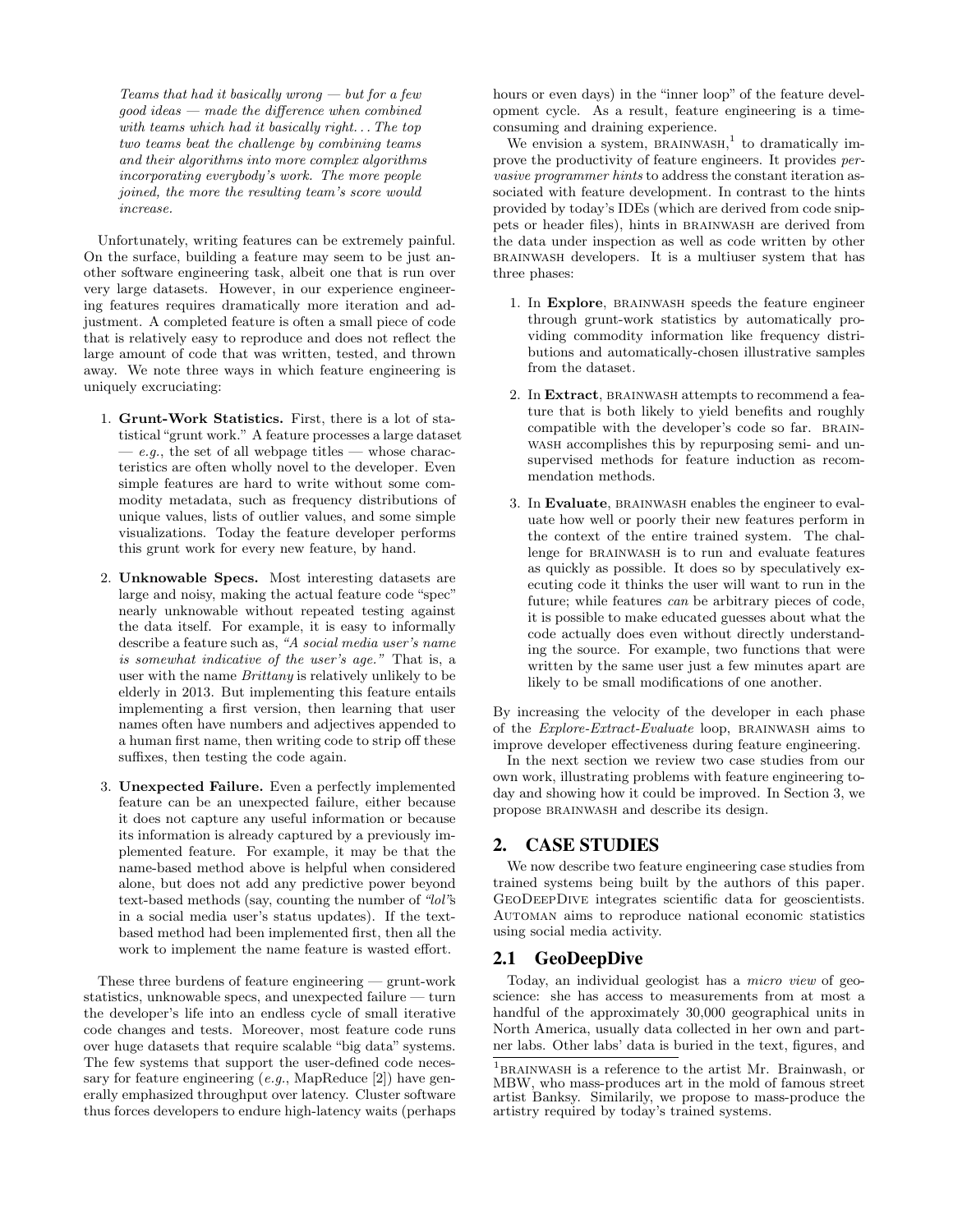*Teams that had it basically wrong — but for a few good ideas — made the difference when combined with teams which had it basically right... The top two teams beat the challenge by combining teams and their algorithms into more complex algorithms incorporating everybody's work. The more people joined, the more the resulting team's score would increase.*

Unfortunately, writing features can be extremely painful. On the surface, building a feature may seem to be just another software engineering task, albeit one that is run over very large datasets. However, in our experience engineering features requires dramatically more iteration and adjustment. A completed feature is often a small piece of code that is relatively easy to reproduce and does not reflect the large amount of code that was written, tested, and thrown away. We note three ways in which feature engineering is uniquely excruciating:

1. **Grunt-Work Statistics.** First, there is a lot of statistical "grunt work." A feature processes a large dataset — *e.g.*, the set of all webpage titles — whose characteristics are often wholly novel to the developer. Even simple features are hard to write without some commodity metadata, such as frequency distributions of unique values, lists of outlier values, and some simple visualizations. Today the feature developer performs this grunt work for every new feature, by hand.

2. **Unknowable Specs.** Most interesting datasets are large and noisy, making the actual feature code "spec" nearly unknowable without repeated testing against the data itself. For example, it is easy to informally describe a feature such as, *"A social media user's name is somewhat indicative of the user's age."* That is, a user with the name *Brittany* is relatively unlikely to be elderly in 2013. But implementing this feature entails implementing a first version, then learning that user names often have numbers and adjectives appended to a human first name, then writing code to strip off these suffixes, then testing the code again.

3. **Unexpected Failure.** Even a perfectly implemented feature can be an unexpected failure, either because it does not capture any useful information or because its information is already captured by a previously implemented feature. For example, it may be that the name-based method above is helpful when considered alone, but does not add any predictive power beyond text-based methods (say, counting the number of *"lol"*s in a social media user's status updates). If the text-based method had been implemented first, then all the work to implement the name feature is wasted effort.

These three burdens of feature engineering — grunt-work statistics, unknowable specs, and unexpected failure — turn the developer's life into an endless cycle of small iterative code changes and tests. Moreover, most feature code runs over huge datasets that require scalable "big data" systems. The few systems that support the user-defined code necessary for feature engineering (*e.g.*, MapReduce [2]) have generally emphasized throughput over latency. Cluster software thus forces developers to endure high-latency waits (perhaps hours or even days) in the "inner loop" of the feature development cycle. As a result, feature engineering is a time-consuming and draining experience.

We envision a system, BRAINWASH,[1] to dramatically improve the productivity of feature engineers. It provides *pervasive programmer hints* to address the constant iteration associated with feature development. In contrast to the hints provided by today's IDEs (which are derived from code snippets or header files), hints in BRAINWASH are derived from the data under inspection as well as code written by other BRAINWASH developers. It is a multiuser system that has three phases:

1. In **Explore**, BRAINWASH speeds the feature engineer through grunt-work statistics by automatically providing commodity information like frequency distributions and automatically-chosen illustrative samples from the dataset.

2. In **Extract**, BRAINWASH attempts to recommend a feature that is both likely to yield benefits and roughly compatible with the developer's code so far. BRAINWASH accomplishes this by repurposing semi- and unsupervised methods for feature induction as recommendation methods.

3. In **Evaluate**, BRAINWASH enables the engineer to evaluate how well or poorly their new features perform in the context of the entire trained system. The challenge for BRAINWASH is to run and evaluate features as quickly as possible. It does so by speculatively executing code it thinks the user will want to run in the future; while features *can* be arbitrary pieces of code, it is possible to make educated guesses about what the code actually does even without directly understanding the source. For example, two functions that were written by the same user just a few minutes apart are likely to be small modifications of one another.

By increasing the velocity of the developer in each phase of the *Explore-Extract-Evaluate* loop, BRAINWASH aims to improve developer effectiveness during feature engineering.

In the next section we review two case studies from our own work, illustrating problems with feature engineering today and showing how it could be improved. In Section 3, we propose BRAINWASH and describe its design.

## 2. CASE STUDIES

We now describe two feature engineering case studies from trained systems being built by the authors of this paper. GEODEEPDIVE integrates scientific data for geoscientists. AUTOMAN aims to reproduce national economic statistics using social media activity.

### 2.1 GeoDeepDive

Today, an individual geologist has a *micro view* of geoscience: she has access to measurements from at most a handful of the approximately 30,000 geographical units in North America, usually data collected in her own and partner labs. Other labs' data is buried in the text, figures, and

[1] BRAINWASH is a reference to the artist Mr. Brainwash, or MBW, who mass-produces art in the mold of famous street artist Banksy. Similarily, we propose to mass-produce the artistry required by today's trained systems.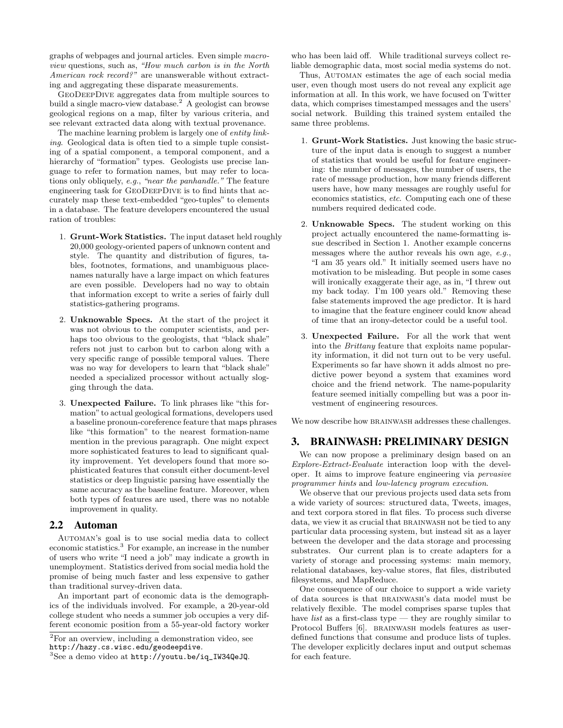graphs of webpages and journal articles. Even simple *macro-view* questions, such as, *"How much carbon is in the North American rock record?"* are unanswerable without extracting and aggregating these disparate measurements.

GeoDeepDive aggregates data from multiple sources to build a single macro-view database.[2] A geologist can browse geological regions on a map, filter by various criteria, and see relevant extracted data along with textual provenance.

The machine learning problem is largely one of *entity linking*. Geological data is often tied to a simple tuple consisting of a spatial component, a temporal component, and a hierarchy of "formation" types. Geologists use precise language to refer to formation names, but may refer to locations only obliquely, *e.g.*, *"near the panhandle."* The feature engineering task for GeoDeepDive is to find hints that accurately map these text-embedded "geo-tuples" to elements in a database. The feature developers encountered the usual ration of troubles:

1. **Grunt-Work Statistics.** The input dataset held roughly 20,000 geology-oriented papers of unknown content and style. The quantity and distribution of figures, tables, footnotes, formations, and unambiguous place-names naturally have a large impact on which features are even possible. Developers had no way to obtain that information except to write a series of fairly dull statistics-gathering programs.
2. **Unknowable Specs.** At the start of the project it was not obvious to the computer scientists, and perhaps too obvious to the geologists, that "black shale" refers not just to carbon but to carbon along with a very specific range of possible temporal values. There was no way for developers to learn that "black shale" needed a specialized processor without actually slogging through the data.
3. **Unexpected Failure.** To link phrases like "this formation" to actual geological formations, developers used a baseline pronoun-coreference feature that maps phrases like "this formation" to the nearest formation-name mention in the previous paragraph. One might expect more sophisticated features to lead to significant quality improvement. Yet developers found that more sophisticated features that consult either document-level statistics or deep linguistic parsing have essentially the same accuracy as the baseline feature. Moreover, when both types of features are used, there was no notable improvement in quality.

## 2.2 Automan

Automan's goal is to use social media data to collect economic statistics.[3] For example, an increase in the number of users who write "I need a job" may indicate a growth in unemployment. Statistics derived from social media hold the promise of being much faster and less expensive to gather than traditional survey-driven data.

An important part of economic data is the demographics of the individuals involved. For example, a 20-year-old college student who needs a summer job occupies a very different economic position from a 55-year-old factory worker who has been laid off. While traditional surveys collect reliable demographic data, most social media systems do not.

Thus, Automan estimates the age of each social media user, even though most users do not reveal any explicit age information at all. In this work, we have focused on Twitter data, which comprises timestamped messages and the users' social network. Building this trained system entailed the same three problems.

1. **Grunt-Work Statistics.** Just knowing the basic structure of the input data is enough to suggest a number of statistics that would be useful for feature engineering: the number of messages, the number of users, the rate of message production, how many friends different users have, how many messages are roughly useful for economics statistics, *etc.* Computing each one of these numbers required dedicated code.
2. **Unknowable Specs.** The student working on this project actually encountered the name-formatting issue described in Section 1. Another example concerns messages where the author reveals his own age, *e.g.*, "I am 35 years old." It initially seemed users have no motivation to be misleading. But people in some cases will ironically exaggerate their age, as in, "I threw out my back today. I'm 100 years old." Removing these false statements improved the age predictor. It is hard to imagine that the feature engineer could know ahead of time that an irony-detector could be a useful tool.
3. **Unexpected Failure.** For all the work that went into the *Brittany* feature that exploits name popularity information, it did not turn out to be very useful. Experiments so far have shown it adds almost no predictive power beyond a system that examines word choice and the friend network. The name-popularity feature seemed initially compelling but was a poor investment of engineering resources.

We now describe how brainwash addresses these challenges.

# 3. BRAINWASH: PRELIMINARY DESIGN

We can now propose a preliminary design based on an *Explore-Extract-Evaluate* interaction loop with the developer. It aims to improve feature engineering via *pervasive programmer hints* and *low-latency program execution*.

We observe that our previous projects used data sets from a wide variety of sources: structured data, Tweets, images, and text corpora stored in flat files. To process such diverse data, we view it as crucial that brainwash not be tied to any particular data processing system, but instead sit as a layer between the developer and the data storage and processing substrates. Our current plan is to create adapters for a variety of storage and processing systems: main memory, relational databases, key-value stores, flat files, distributed filesystems, and MapReduce.

One consequence of our choice to support a wide variety of data sources is that brainwash's data model must be relatively flexible. The model comprises sparse tuples that have *list* as a first-class type — they are roughly similar to Protocol Buffers [6]. brainwash models features as user-defined functions that consume and produce lists of tuples. The developer explicitly declares input and output schemas for each feature.

[2] For an overview, including a demonstration video, see http://hazy.cs.wisc.edu/geodeepdive.

[3] See a demo video at http://youtu.be/iq_IW34QeJQ.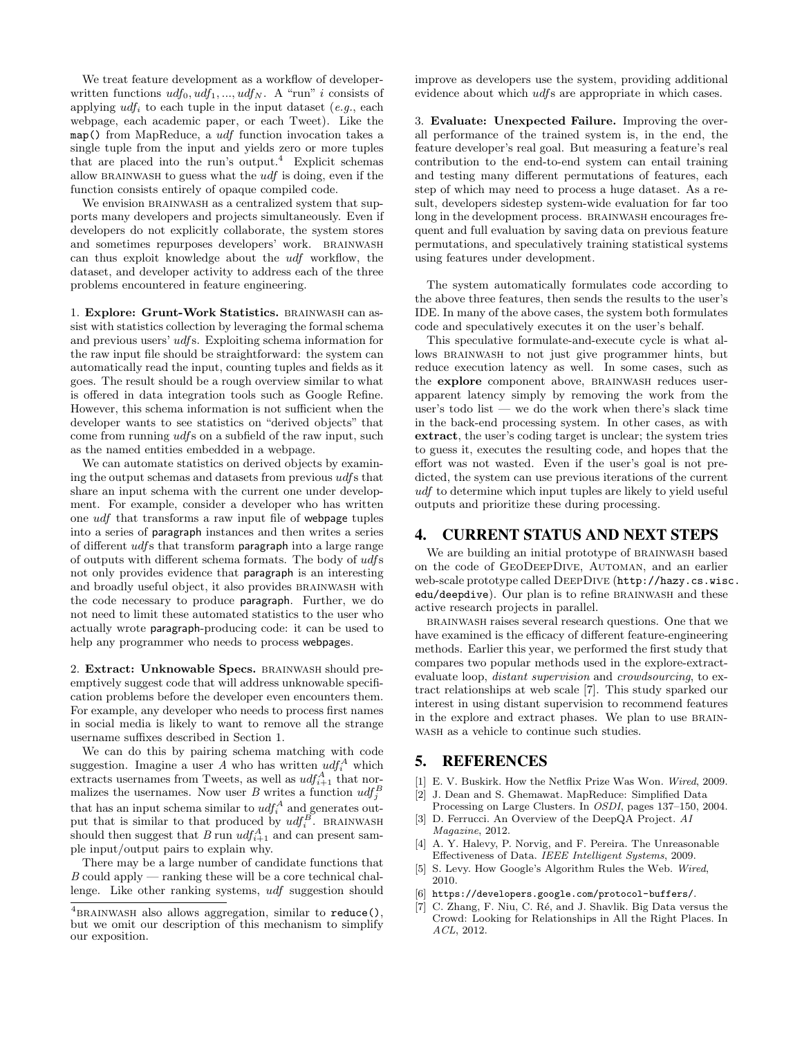We treat feature development as a workflow of developer-written functions $udf_0, udf_1, ..., udf_N$. A "run" $i$ consists of applying $udf_i$ to each tuple in the input dataset (*e.g.*, each webpage, each academic paper, or each Tweet). Like the `map()` from MapReduce, a *udf* function invocation takes a single tuple from the input and yields zero or more tuples that are placed into the run's output.[4] Explicit schemas allow BRAINWASH to guess what the *udf* is doing, even if the function consists entirely of opaque compiled code.

We envision BRAINWASH as a centralized system that supports many developers and projects simultaneously. Even if developers do not explicitly collaborate, the system stores and sometimes repurposes developers' work. BRAINWASH can thus exploit knowledge about the *udf* workflow, the dataset, and developer activity to address each of the three problems encountered in feature engineering.

1. **Explore: Grunt-Work Statistics.** BRAINWASH can assist with statistics collection by leveraging the formal schema and previous users' *udf*s. Exploiting schema information for the raw input file should be straightforward: the system can automatically read the input, counting tuples and fields as it goes. The result should be a rough overview similar to what is offered in data integration tools such as Google Refine. However, this schema information is not sufficient when the developer wants to see statistics on "derived objects" that come from running *udf*s on a subfield of the raw input, such as the named entities embedded in a webpage.

We can automate statistics on derived objects by examining the output schemas and datasets from previous *udf*s that share an input schema with the current one under development. For example, consider a developer who has written one *udf* that transforms a raw input file of webpage tuples into a series of paragraph instances and then writes a series of different *udf*s that transform paragraph into a large range of outputs with different schema formats. The body of *udf*s not only provides evidence that paragraph is an interesting and broadly useful object, it also provides BRAINWASH with the code necessary to produce paragraph. Further, we do not need to limit these automated statistics to the user who actually wrote paragraph-producing code: it can be used to help any programmer who needs to process webpages.

2. **Extract: Unknowable Specs.** BRAINWASH should preemptively suggest code that will address unknowable specification problems before the developer even encounters them. For example, any developer who needs to process first names in social media is likely to want to remove all the strange username suffixes described in Section 1.

We can do this by pairing schema matching with code suggestion. Imagine a user $A$ who has written $udf_i^A$ which extracts usernames from Tweets, as well as $udf_{i+1}^A$ that normalizes the usernames. Now user $B$ writes a function $udf_j^B$ that has an input schema similar to $udf_i^A$ and generates output that is similar to that produced by $udf_i^B$. BRAINWASH should then suggest that $B$ run $udf_{i+1}^A$ and can present sample input/output pairs to explain why.

There may be a large number of candidate functions that $B$ could apply — ranking these will be a core technical challenge. Like other ranking systems, *udf* suggestion should improve as developers use the system, providing additional evidence about which *udf*s are appropriate in which cases.

3. **Evaluate: Unexpected Failure.** Improving the overall performance of the trained system is, in the end, the feature developer's real goal. But measuring a feature's real contribution to the end-to-end system can entail training and testing many different permutations of features, each step of which may need to process a huge dataset. As a result, developers sidestep system-wide evaluation for far too long in the development process. BRAINWASH encourages frequent and full evaluation by saving data on previous feature permutations, and speculatively training statistical systems using features under development.

The system automatically formulates code according to the above three features, then sends the results to the user's IDE. In many of the above cases, the system both formulates code and speculatively executes it on the user's behalf.

This speculative formulate-and-execute cycle is what allows BRAINWASH to not just give programmer hints, but reduce execution latency as well. In some cases, such as the **explore** component above, BRAINWASH reduces user-apparent latency simply by removing the work from the user's todo list — we do the work when there's slack time in the back-end processing system. In other cases, as with **extract**, the user's coding target is unclear; the system tries to guess it, executes the resulting code, and hopes that the effort was not wasted. Even if the user's goal is not predicted, the system can use previous iterations of the current *udf* to determine which input tuples are likely to yield useful outputs and prioritize these during processing.

[4] BRAINWASH also allows aggregation, similar to `reduce()`, but we omit our description of this mechanism to simplify our exposition.

## 4. CURRENT STATUS AND NEXT STEPS

We are building an initial prototype of BRAINWASH based on the code of GEODEEPDIVE, AUTOMAN, and an earlier web-scale prototype called DEEPDIVE (http://hazy.cs.wisc.edu/deepdive). Our plan is to refine BRAINWASH and these active research projects in parallel.

BRAINWASH raises several research questions. One that we have examined is the efficacy of different feature-engineering methods. Earlier this year, we performed the first study that compares two popular methods used in the explore-extract-evaluate loop, *distant supervision* and *crowdsourcing*, to extract relationships at web scale [7]. This study sparked our interest in using distant supervision to recommend features in the explore and extract phases. We plan to use BRAINWASH as a vehicle to continue such studies.

## 5. REFERENCES

[1] E. V. Buskirk. How the Netflix Prize Was Won. *Wired*, 2009.

[2] J. Dean and S. Ghemawat. MapReduce: Simplified Data Processing on Large Clusters. In *OSDI*, pages 137–150, 2004.

[3] D. Ferrucci. An Overview of the DeepQA Project. *AI Magazine*, 2012.

[4] A. Y. Halevy, P. Norvig, and F. Pereira. The Unreasonable Effectiveness of Data. *IEEE Intelligent Systems*, 2009.

[5] S. Levy. How Google's Algorithm Rules the Web. *Wired*, 2010.

[6] https://developers.google.com/protocol-buffers/.

[7] C. Zhang, F. Niu, C. Ré, and J. Shavlik. Big Data versus the Crowd: Looking for Relationships in All the Right Places. In *ACL*, 2012.